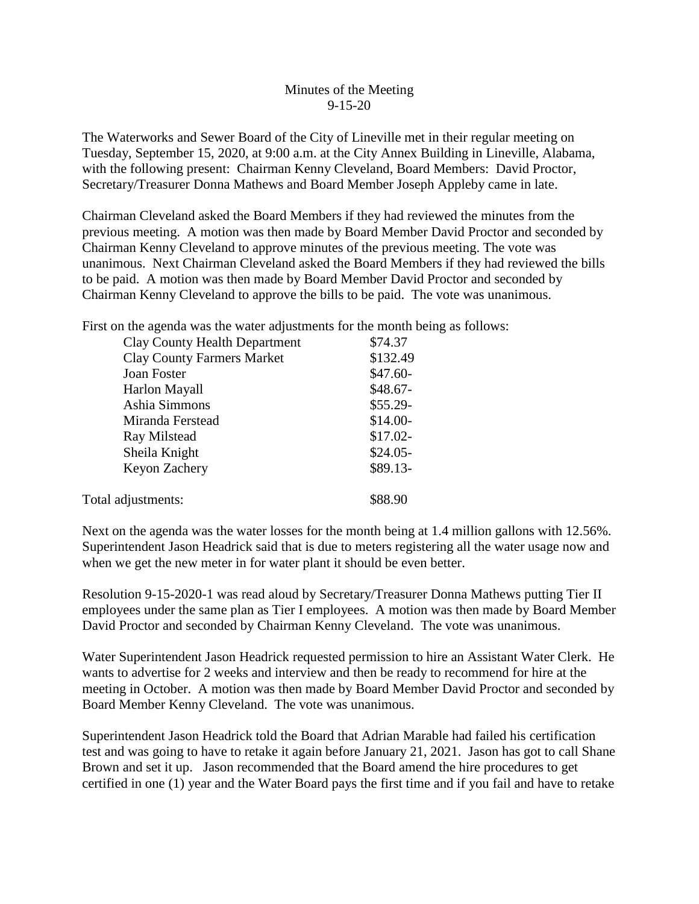Minutes of the Meeting
9-15-20

The Waterworks and Sewer Board of the City of Lineville met in their regular meeting on Tuesday, September 15, 2020, at 9:00 a.m. at the City Annex Building in Lineville, Alabama, with the following present: Chairman Kenny Cleveland, Board Members: David Proctor, Secretary/Treasurer Donna Mathews and Board Member Joseph Appleby came in late.

Chairman Cleveland asked the Board Members if they had reviewed the minutes from the previous meeting. A motion was then made by Board Member David Proctor and seconded by Chairman Kenny Cleveland to approve minutes of the previous meeting. The vote was unanimous. Next Chairman Cleveland asked the Board Members if they had reviewed the bills to be paid. A motion was then made by Board Member David Proctor and seconded by Chairman Kenny Cleveland to approve the bills to be paid. The vote was unanimous.

First on the agenda was the water adjustments for the month being as follows:

| | |
|---|---|
| Clay County Health Department | $74.37 |
| Clay County Farmers Market | $132.49 |
| Joan Foster | $47.60- |
| Harlon Mayall | $48.67- |
| Ashia Simmons | $55.29- |
| Miranda Ferstead | $14.00- |
| Ray Milstead | $17.02- |
| Sheila Knight | $24.05- |
| Keyon Zachery | $89.13- |
| Total adjustments: | $88.90 |

Next on the agenda was the water losses for the month being at 1.4 million gallons with 12.56%. Superintendent Jason Headrick said that is due to meters registering all the water usage now and when we get the new meter in for water plant it should be even better.

Resolution 9-15-2020-1 was read aloud by Secretary/Treasurer Donna Mathews putting Tier II employees under the same plan as Tier I employees. A motion was then made by Board Member David Proctor and seconded by Chairman Kenny Cleveland. The vote was unanimous.

Water Superintendent Jason Headrick requested permission to hire an Assistant Water Clerk. He wants to advertise for 2 weeks and interview and then be ready to recommend for hire at the meeting in October. A motion was then made by Board Member David Proctor and seconded by Board Member Kenny Cleveland. The vote was unanimous.

Superintendent Jason Headrick told the Board that Adrian Marable had failed his certification test and was going to have to retake it again before January 21, 2021. Jason has got to call Shane Brown and set it up. Jason recommended that the Board amend the hire procedures to get certified in one (1) year and the Water Board pays the first time and if you fail and have to retake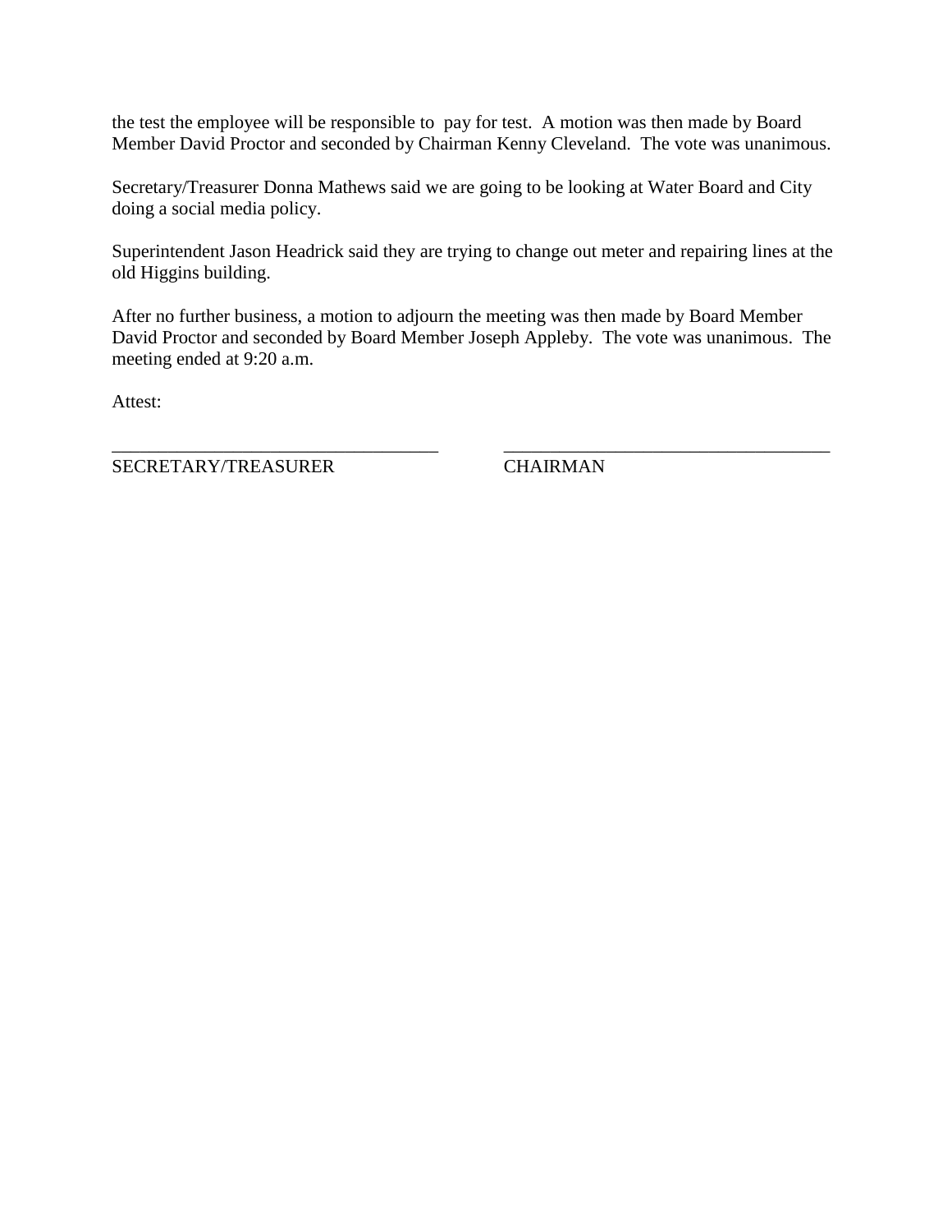the test the employee will be responsible to pay for test. A motion was then made by Board Member David Proctor and seconded by Chairman Kenny Cleveland. The vote was unanimous.

Secretary/Treasurer Donna Mathews said we are going to be looking at Water Board and City doing a social media policy.

Superintendent Jason Headrick said they are trying to change out meter and repairing lines at the old Higgins building.

After no further business, a motion to adjourn the meeting was then made by Board Member David Proctor and seconded by Board Member Joseph Appleby. The vote was unanimous. The meeting ended at 9:20 a.m.

Attest:

\_\_\_\_\_\_\_\_\_\_\_\_\_\_\_\_\_\_\_\_\_\_\_\_\_\_\_\_\_\_\_\_\_\_\_ \_\_\_\_\_\_\_\_\_\_\_\_\_\_\_\_\_\_\_\_\_\_\_\_\_\_\_\_\_\_\_\_\_\_\_

SECRETARY/TREASURER CHAIRMAN